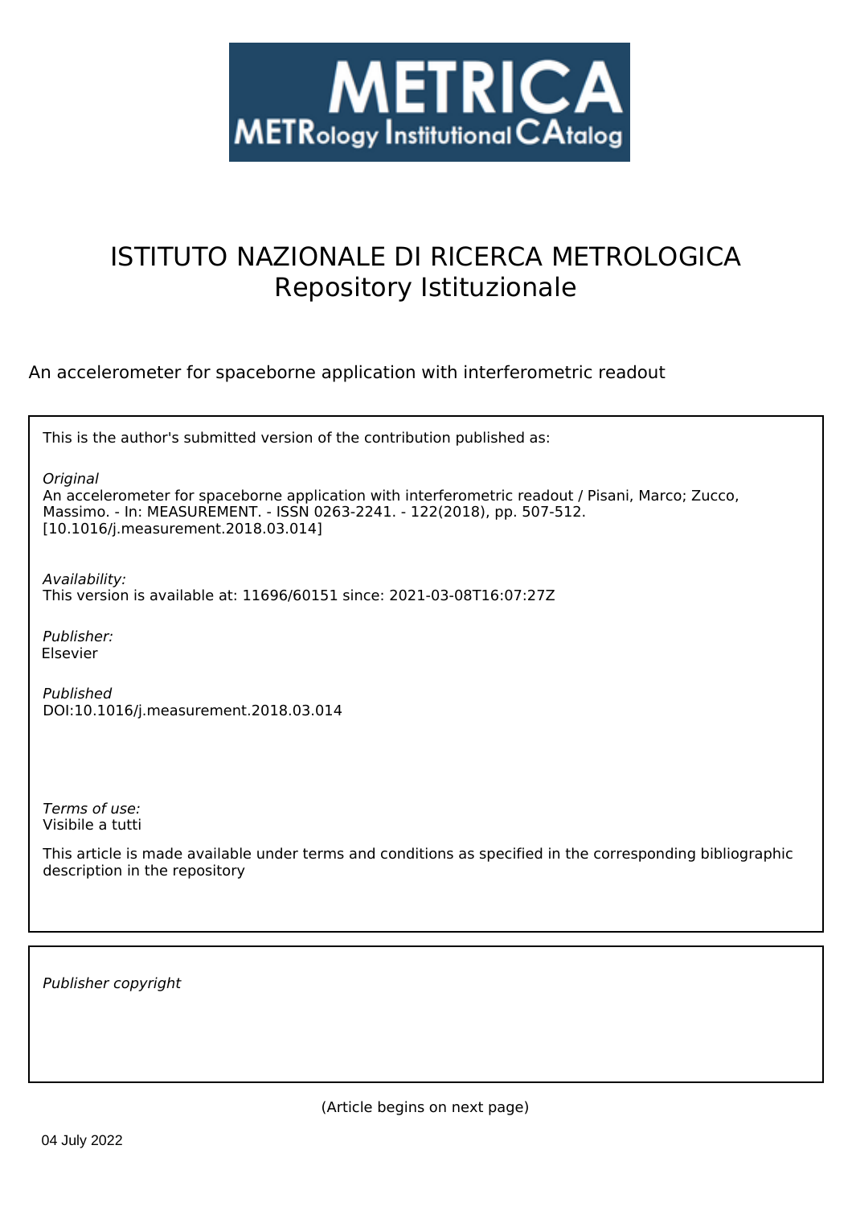METRICA

METRology Institutional CAtalog

# ISTITUTO NAZIONALE DI RICERCA METROLOGICA
## Repository Istituzionale

An accelerometer for spaceborne application with interferometric readout

This is the author's submitted version of the contribution published as:

*Original*
An accelerometer for spaceborne application with interferometric readout / Pisani, Marco; Zucco, Massimo. - In: MEASUREMENT. - ISSN 0263-2241. - 122(2018), pp. 507-512. [10.1016/j.measurement.2018.03.014]

*Availability:*
This version is available at: 11696/60151 since: 2021-03-08T16:07:27Z

*Publisher:*
Elsevier

*Published*
DOI:10.1016/j.measurement.2018.03.014

*Terms of use:*
Visibile a tutti

This article is made available under terms and conditions as specified in the corresponding bibliographic description in the repository

*Publisher copyright*

(Article begins on next page)

04 July 2022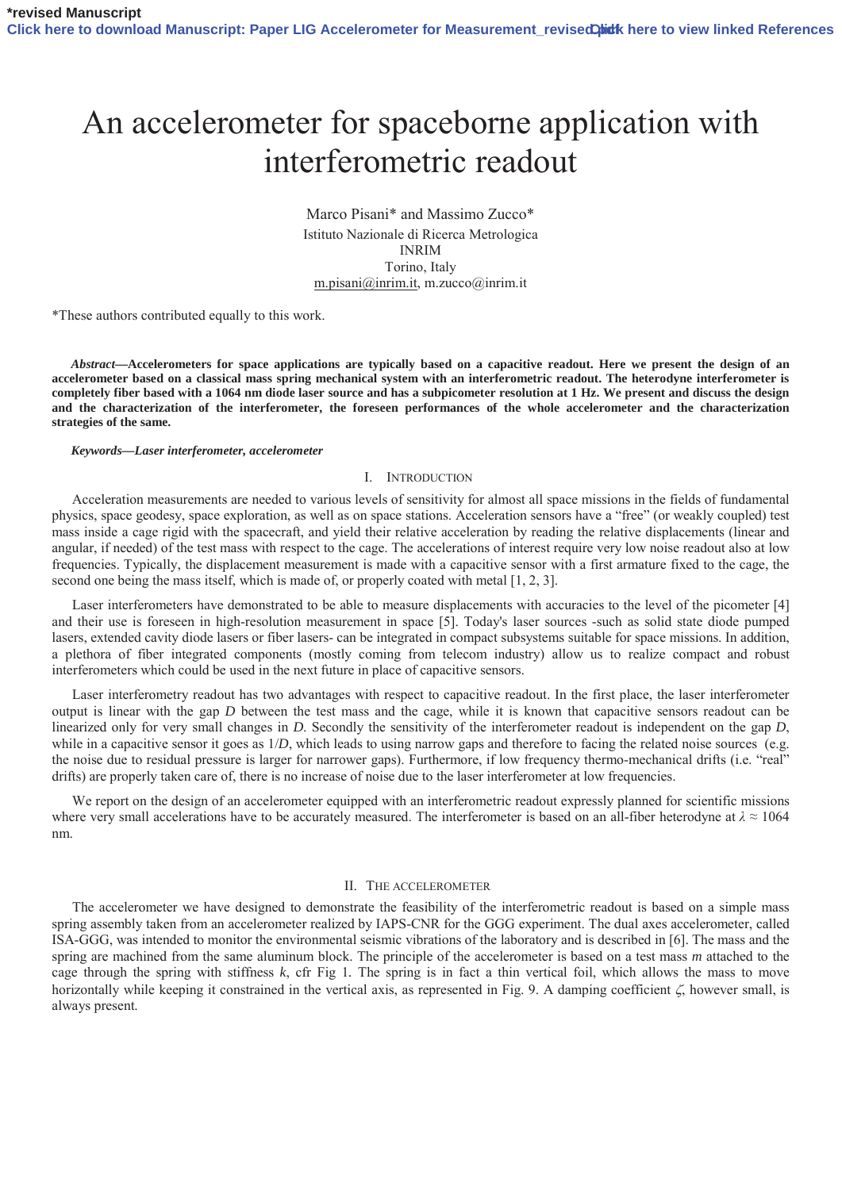# An accelerometer for spaceborne application with interferometric readout

Marco Pisani* and Massimo Zucco*

Istituto Nazionale di Ricerca Metrologica

INRIM

Torino, Italy

m.pisani@inrim.it, m.zucco@inrim.it

*These authors contributed equally to this work.

***Abstract*—Accelerometers for space applications are typically based on a capacitive readout. Here we present the design of an accelerometer based on a classical mass spring mechanical system with an interferometric readout. The heterodyne interferometer is completely fiber based with a 1064 nm diode laser source and has a subpicometer resolution at 1 Hz. We present and discuss the design and the characterization of the interferometer, the foreseen performances of the whole accelerometer and the characterization strategies of the same.**

***Keywords—Laser interferometer, accelerometer***

## I. Introduction

Acceleration measurements are needed to various levels of sensitivity for almost all space missions in the fields of fundamental physics, space geodesy, space exploration, as well as on space stations. Acceleration sensors have a "free" (or weakly coupled) test mass inside a cage rigid with the spacecraft, and yield their relative acceleration by reading the relative displacements (linear and angular, if needed) of the test mass with respect to the cage. The accelerations of interest require very low noise readout also at low frequencies. Typically, the displacement measurement is made with a capacitive sensor with a first armature fixed to the cage, the second one being the mass itself, which is made of, or properly coated with metal [1, 2, 3].

Laser interferometers have demonstrated to be able to measure displacements with accuracies to the level of the picometer [4] and their use is foreseen in high-resolution measurement in space [5]. Today's laser sources -such as solid state diode pumped lasers, extended cavity diode lasers or fiber lasers- can be integrated in compact subsystems suitable for space missions. In addition, a plethora of fiber integrated components (mostly coming from telecom industry) allow us to realize compact and robust interferometers which could be used in the next future in place of capacitive sensors.

Laser interferometry readout has two advantages with respect to capacitive readout. In the first place, the laser interferometer output is linear with the gap *D* between the test mass and the cage, while it is known that capacitive sensors readout can be linearized only for very small changes in *D.* Secondly the sensitivity of the interferometer readout is independent on the gap *D*, while in a capacitive sensor it goes as 1/*D*, which leads to using narrow gaps and therefore to facing the related noise sources (e.g. the noise due to residual pressure is larger for narrower gaps). Furthermore, if low frequency thermo-mechanical drifts (i.e. "real" drifts) are properly taken care of, there is no increase of noise due to the laser interferometer at low frequencies.

We report on the design of an accelerometer equipped with an interferometric readout expressly planned for scientific missions where very small accelerations have to be accurately measured. The interferometer is based on an all-fiber heterodyne at $\lambda \approx 1064$ nm.

## II. The accelerometer

The accelerometer we have designed to demonstrate the feasibility of the interferometric readout is based on a simple mass spring assembly taken from an accelerometer realized by IAPS-CNR for the GGG experiment. The dual axes accelerometer, called ISA-GGG, was intended to monitor the environmental seismic vibrations of the laboratory and is described in [6]. The mass and the spring are machined from the same aluminum block. The principle of the accelerometer is based on a test mass *m* attached to the cage through the spring with stiffness *k*, cfr Fig 1. The spring is in fact a thin vertical foil, which allows the mass to move horizontally while keeping it constrained in the vertical axis, as represented in Fig. 9. A damping coefficient $\zeta$, however small, is always present.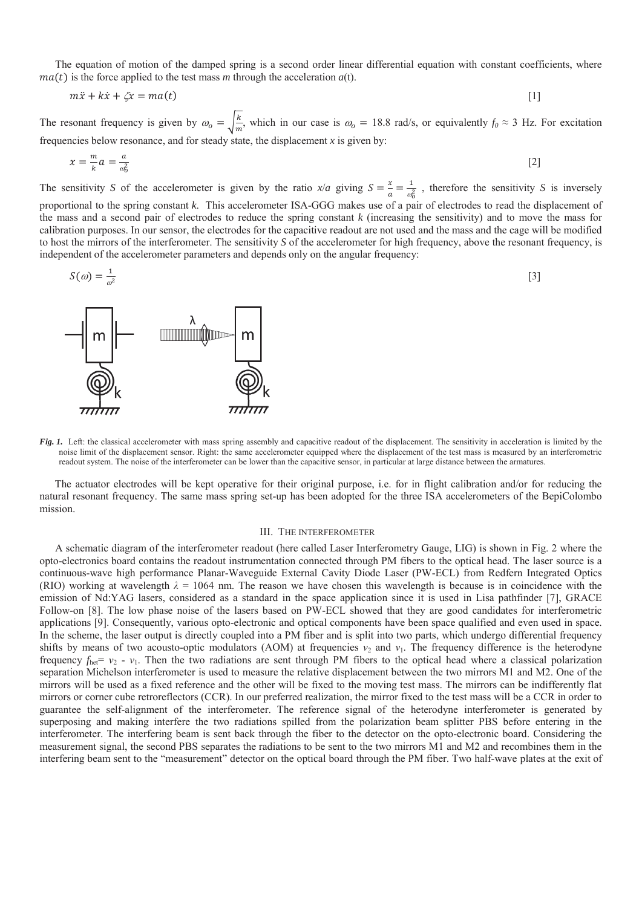The equation of motion of the damped spring is a second order linear differential equation with constant coefficients, where $ma(t)$ is the force applied to the test mass $m$ through the acceleration $a$(t).

$$m\ddot{x} + k\dot{x} + \zeta x = ma(t) \qquad [1]$$

The resonant frequency is given by $\omega_o = \sqrt{\frac{k}{m}}$, which in our case is $\omega_o = 18.8$ rad/s, or equivalently $f_0 \approx 3$ Hz. For excitation frequencies below resonance, and for steady state, the displacement $x$ is given by:

$$x = \frac{m}{k}a = \frac{a}{\omega_0^2} \qquad [2]$$

The sensitivity $S$ of the accelerometer is given by the ratio $x/a$ giving $S = \frac{x}{a} = \frac{1}{\omega_0^2}$ , therefore the sensitivity $S$ is inversely proportional to the spring constant $k$. This accelerometer ISA-GGG makes use of a pair of electrodes to read the displacement of the mass and a second pair of electrodes to reduce the spring constant $k$ (increasing the sensitivity) and to move the mass for calibration purposes. In our sensor, the electrodes for the capacitive readout are not used and the mass and the cage will be modified to host the mirrors of the interferometer. The sensitivity $S$ of the accelerometer for high frequency, above the resonant frequency, is independent of the accelerometer parameters and depends only on the angular frequency:

$$S(\omega) = \frac{1}{\omega^2} \qquad [3]$$

***Fig. 1.*** Left: the classical accelerometer with mass spring assembly and capacitive readout of the displacement. The sensitivity in acceleration is limited by the noise limit of the displacement sensor. Right: the same accelerometer equipped where the displacement of the test mass is measured by an interferometric readout system. The noise of the interferometer can be lower than the capacitive sensor, in particular at large distance between the armatures.

The actuator electrodes will be kept operative for their original purpose, i.e. for in flight calibration and/or for reducing the natural resonant frequency. The same mass spring set-up has been adopted for the three ISA accelerometers of the BepiColombo mission.

## III. The interferometer

A schematic diagram of the interferometer readout (here called Laser Interferometry Gauge, LIG) is shown in Fig. 2 where the opto-electronics board contains the readout instrumentation connected through PM fibers to the optical head. The laser source is a continuous-wave high performance Planar-Waveguide External Cavity Diode Laser (PW-ECL) from Redfern Integrated Optics (RIO) working at wavelength $\lambda = 1064$ nm. The reason we have chosen this wavelength is because is in coincidence with the emission of Nd:YAG lasers, considered as a standard in the space application since it is used in Lisa pathfinder [7], GRACE Follow-on [8]. The low phase noise of the lasers based on PW-ECL showed that they are good candidates for interferometric applications [9]. Consequently, various opto-electronic and optical components have been space qualified and even used in space. In the scheme, the laser output is directly coupled into a PM fiber and is split into two parts, which undergo differential frequency shifts by means of two acousto-optic modulators (AOM) at frequencies $\nu_2$ and $\nu_1$. The frequency difference is the heterodyne frequency $f_{het} = \nu_2 - \nu_1$. Then the two radiations are sent through PM fibers to the optical head where a classical polarization separation Michelson interferometer is used to measure the relative displacement between the two mirrors M1 and M2. One of the mirrors will be used as a fixed reference and the other will be fixed to the moving test mass. The mirrors can be indifferently flat mirrors or corner cube retroreflectors (CCR). In our preferred realization, the mirror fixed to the test mass will be a CCR in order to guarantee the self-alignment of the interferometer. The reference signal of the heterodyne interferometer is generated by superposing and making interfere the two radiations spilled from the polarization beam splitter PBS before entering in the interferometer. The interfering beam is sent back through the fiber to the detector on the opto-electronic board. Considering the measurement signal, the second PBS separates the radiations to be sent to the two mirrors M1 and M2 and recombines them in the interfering beam sent to the "measurement" detector on the optical board through the PM fiber. Two half-wave plates at the exit of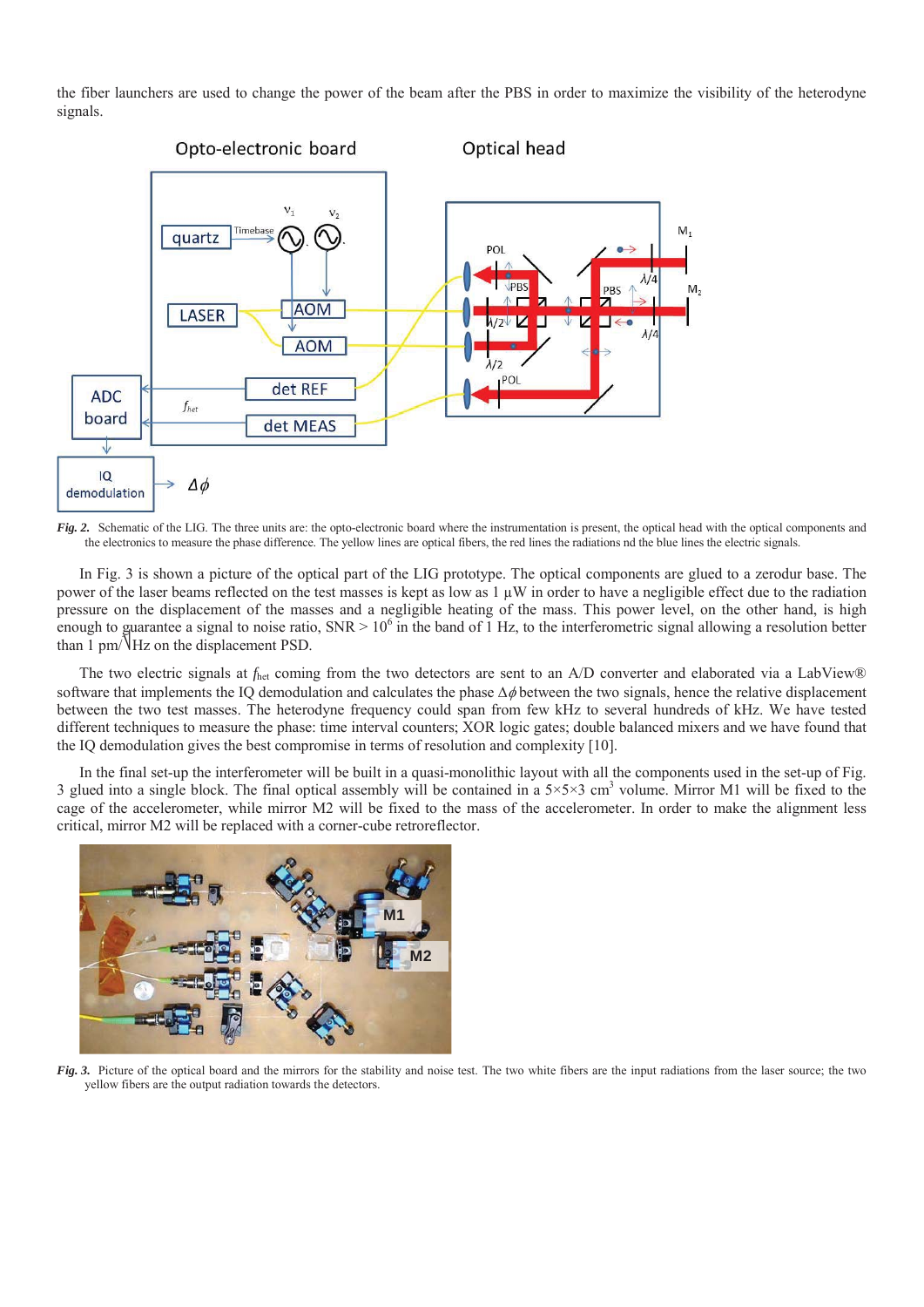the fiber launchers are used to change the power of the beam after the PBS in order to maximize the visibility of the heterodyne signals.

***Fig. 2.*** Schematic of the LIG. The three units are: the opto-electronic board where the instrumentation is present, the optical head with the optical components and the electronics to measure the phase difference. The yellow lines are optical fibers, the red lines the radiations nd the blue lines the electric signals.

In Fig. 3 is shown a picture of the optical part of the LIG prototype. The optical components are glued to a zerodur base. The power of the laser beams reflected on the test masses is kept as low as 1 μW in order to have a negligible effect due to the radiation pressure on the displacement of the masses and a negligible heating of the mass. This power level, on the other hand, is high enough to guarantee a signal to noise ratio, SNR > $10^6$ in the band of 1 Hz, to the interferometric signal allowing a resolution better than 1 pm/$\sqrt{\text{Hz}}$ on the displacement PSD.

The two electric signals at $f_{het}$ coming from the two detectors are sent to an A/D converter and elaborated via a LabView® software that implements the IQ demodulation and calculates the phase $\Delta\phi$ between the two signals, hence the relative displacement between the two test masses. The heterodyne frequency could span from few kHz to several hundreds of kHz. We have tested different techniques to measure the phase: time interval counters; XOR logic gates; double balanced mixers and we have found that the IQ demodulation gives the best compromise in terms of resolution and complexity [10].

In the final set-up the interferometer will be built in a quasi-monolithic layout with all the components used in the set-up of Fig. 3 glued into a single block. The final optical assembly will be contained in a 5×5×3 $\text{cm}^3$ volume. Mirror M1 will be fixed to the cage of the accelerometer, while mirror M2 will be fixed to the mass of the accelerometer. In order to make the alignment less critical, mirror M2 will be replaced with a corner-cube retroreflector.

***Fig. 3.*** Picture of the optical board and the mirrors for the stability and noise test. The two white fibers are the input radiations from the laser source; the two yellow fibers are the output radiation towards the detectors.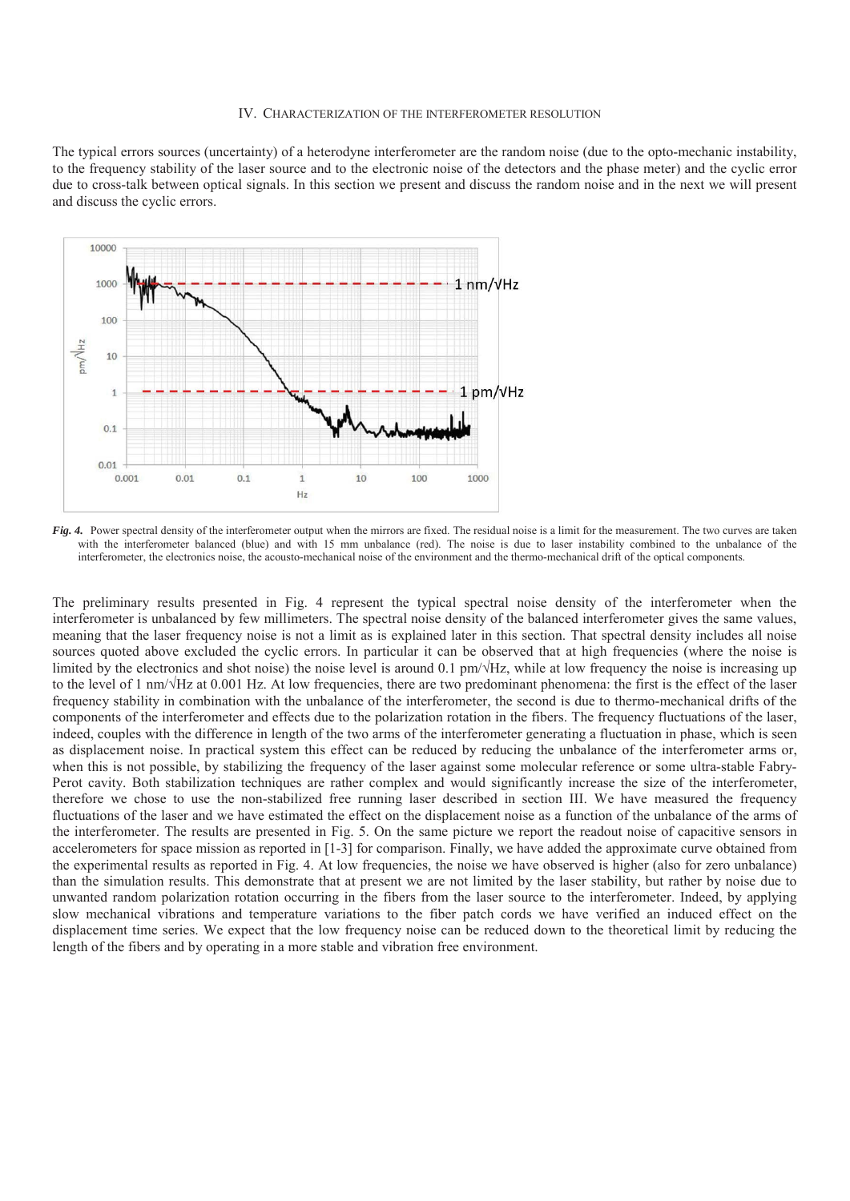## IV. Characterization of the interferometer resolution

The typical errors sources (uncertainty) of a heterodyne interferometer are the random noise (due to the opto-mechanic instability, to the frequency stability of the laser source and to the electronic noise of the detectors and the phase meter) and the cyclic error due to cross-talk between optical signals. In this section we present and discuss the random noise and in the next we will present and discuss the cyclic errors.

***Fig. 4.*** Power spectral density of the interferometer output when the mirrors are fixed. The residual noise is a limit for the measurement. The two curves are taken with the interferometer balanced (blue) and with 15 mm unbalance (red). The noise is due to laser instability combined to the unbalance of the interferometer, the electronics noise, the acousto-mechanical noise of the environment and the thermo-mechanical drift of the optical components.

The preliminary results presented in Fig. 4 represent the typical spectral noise density of the interferometer when the interferometer is unbalanced by few millimeters. The spectral noise density of the balanced interferometer gives the same values, meaning that the laser frequency noise is not a limit as is explained later in this section. That spectral density includes all noise sources quoted above excluded the cyclic errors. In particular it can be observed that at high frequencies (where the noise is limited by the electronics and shot noise) the noise level is around 0.1 pm/√Hz, while at low frequency the noise is increasing up to the level of 1 nm/√Hz at 0.001 Hz. At low frequencies, there are two predominant phenomena: the first is the effect of the laser frequency stability in combination with the unbalance of the interferometer, the second is due to thermo-mechanical drifts of the components of the interferometer and effects due to the polarization rotation in the fibers. The frequency fluctuations of the laser, indeed, couples with the difference in length of the two arms of the interferometer generating a fluctuation in phase, which is seen as displacement noise. In practical system this effect can be reduced by reducing the unbalance of the interferometer arms or, when this is not possible, by stabilizing the frequency of the laser against some molecular reference or some ultra-stable Fabry-Perot cavity. Both stabilization techniques are rather complex and would significantly increase the size of the interferometer, therefore we chose to use the non-stabilized free running laser described in section III. We have measured the frequency fluctuations of the laser and we have estimated the effect on the displacement noise as a function of the unbalance of the arms of the interferometer. The results are presented in Fig. 5. On the same picture we report the readout noise of capacitive sensors in accelerometers for space mission as reported in [1-3] for comparison. Finally, we have added the approximate curve obtained from the experimental results as reported in Fig. 4. At low frequencies, the noise we have observed is higher (also for zero unbalance) than the simulation results. This demonstrate that at present we are not limited by the laser stability, but rather by noise due to unwanted random polarization rotation occurring in the fibers from the laser source to the interferometer. Indeed, by applying slow mechanical vibrations and temperature variations to the fiber patch cords we have verified an induced effect on the displacement time series. We expect that the low frequency noise can be reduced down to the theoretical limit by reducing the length of the fibers and by operating in a more stable and vibration free environment.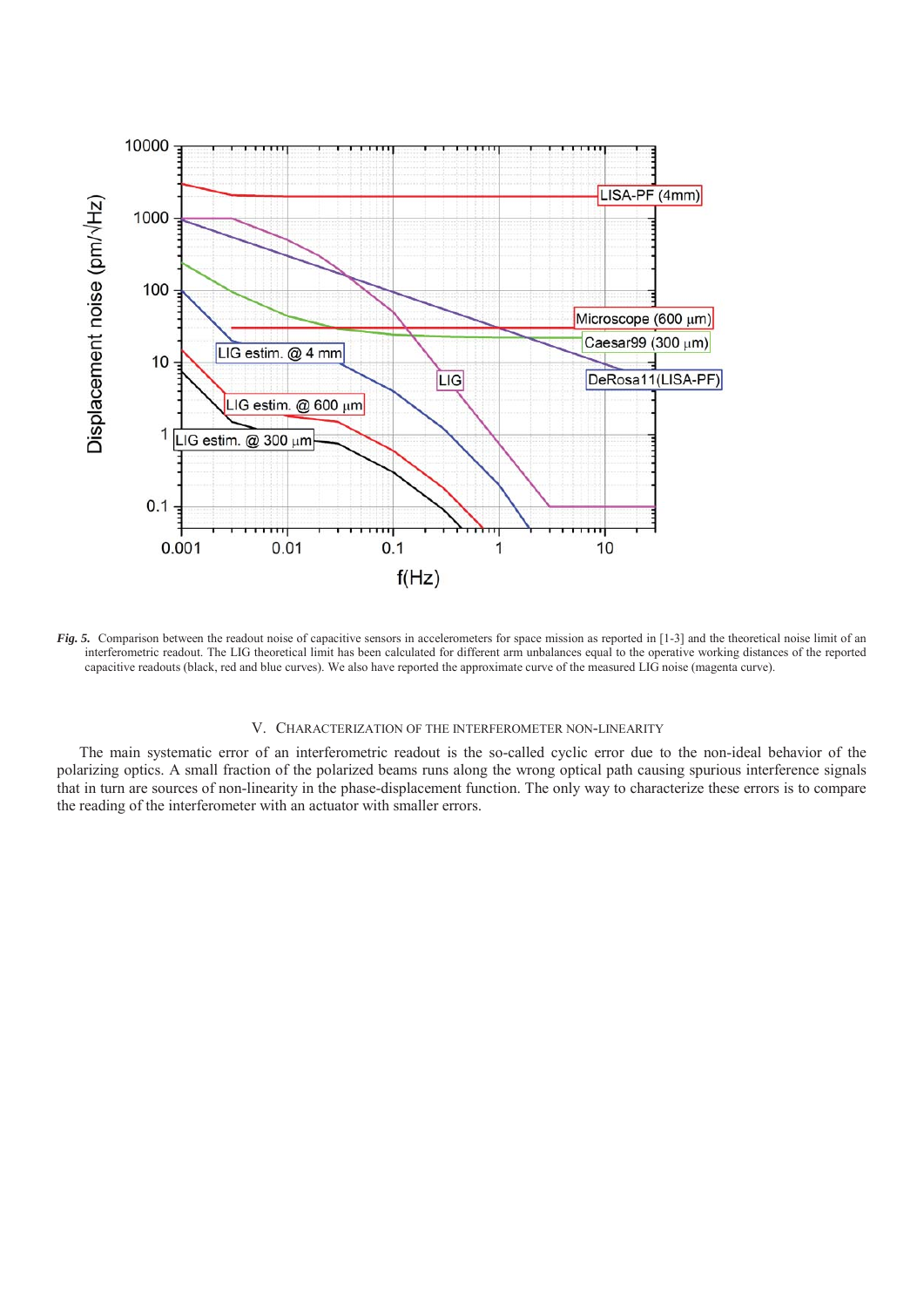***Fig. 5.*** Comparison between the readout noise of capacitive sensors in accelerometers for space mission as reported in [1-3] and the theoretical noise limit of an interferometric readout. The LIG theoretical limit has been calculated for different arm unbalances equal to the operative working distances of the reported capacitive readouts (black, red and blue curves). We also have reported the approximate curve of the measured LIG noise (magenta curve).

## V. CHARACTERIZATION OF THE INTERFEROMETER NON-LINEARITY

The main systematic error of an interferometric readout is the so-called cyclic error due to the non-ideal behavior of the polarizing optics. A small fraction of the polarized beams runs along the wrong optical path causing spurious interference signals that in turn are sources of non-linearity in the phase-displacement function. The only way to characterize these errors is to compare the reading of the interferometer with an actuator with smaller errors.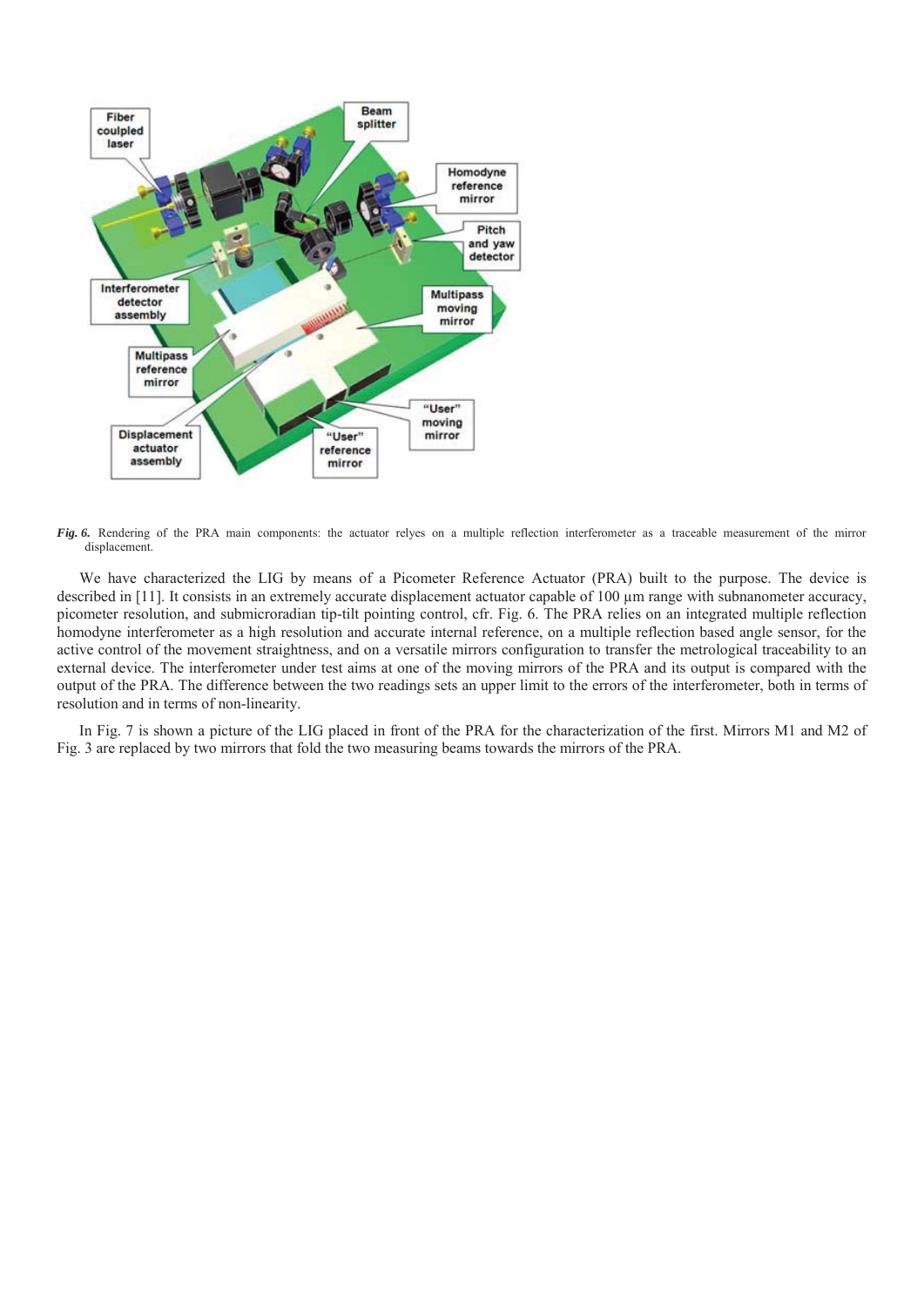*Fig. 6.* Rendering of the PRA main components: the actuator relyes on a multiple reflection interferometer as a traceable measurement of the mirror displacement.

We have characterized the LIG by means of a Picometer Reference Actuator (PRA) built to the purpose. The device is described in [11]. It consists in an extremely accurate displacement actuator capable of 100 µm range with subnanometer accuracy, picometer resolution, and submicroradian tip-tilt pointing control, cfr. Fig. 6. The PRA relies on an integrated multiple reflection homodyne interferometer as a high resolution and accurate internal reference, on a multiple reflection based angle sensor, for the active control of the movement straightness, and on a versatile mirrors configuration to transfer the metrological traceability to an external device. The interferometer under test aims at one of the moving mirrors of the PRA and its output is compared with the output of the PRA. The difference between the two readings sets an upper limit to the errors of the interferometer, both in terms of resolution and in terms of non-linearity.

In Fig. 7 is shown a picture of the LIG placed in front of the PRA for the characterization of the first. Mirrors M1 and M2 of Fig. 3 are replaced by two mirrors that fold the two measuring beams towards the mirrors of the PRA.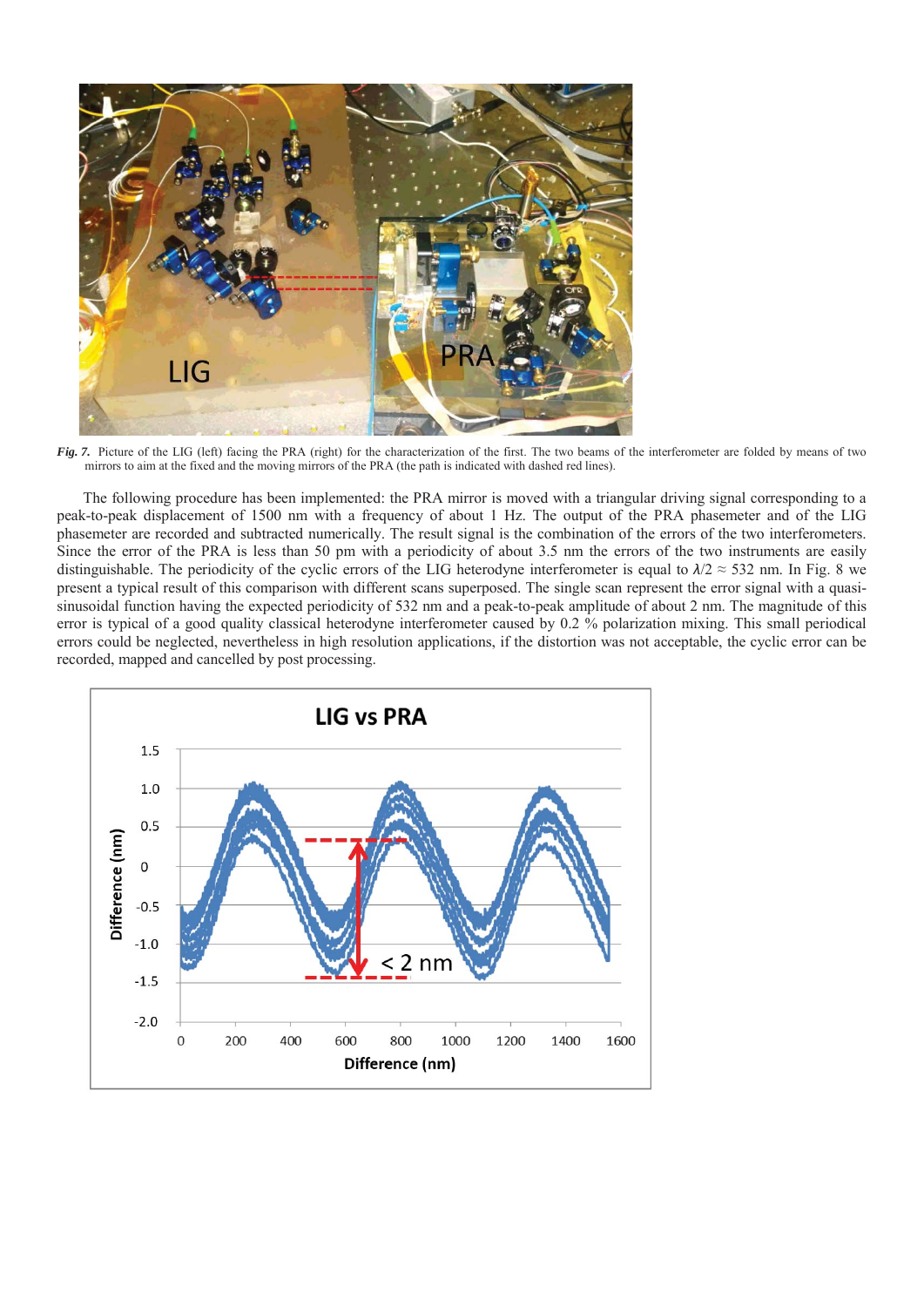***Fig. 7.*** Picture of the LIG (left) facing the PRA (right) for the characterization of the first. The two beams of the interferometer are folded by means of two mirrors to aim at the fixed and the moving mirrors of the PRA (the path is indicated with dashed red lines).

The following procedure has been implemented: the PRA mirror is moved with a triangular driving signal corresponding to a peak-to-peak displacement of 1500 nm with a frequency of about 1 Hz. The output of the PRA phasemeter and of the LIG phasemeter are recorded and subtracted numerically. The result signal is the combination of the errors of the two interferometers. Since the error of the PRA is less than 50 pm with a periodicity of about 3.5 nm the errors of the two instruments are easily distinguishable. The periodicity of the cyclic errors of the LIG heterodyne interferometer is equal to $\lambda/2 \approx 532$ nm. In Fig. 8 we present a typical result of this comparison with different scans superposed. The single scan represent the error signal with a quasi-sinusoidal function having the expected periodicity of 532 nm and a peak-to-peak amplitude of about 2 nm. The magnitude of this error is typical of a good quality classical heterodyne interferometer caused by 0.2 % polarization mixing. This small periodical errors could be neglected, nevertheless in high resolution applications, if the distortion was not acceptable, the cyclic error can be recorded, mapped and cancelled by post processing.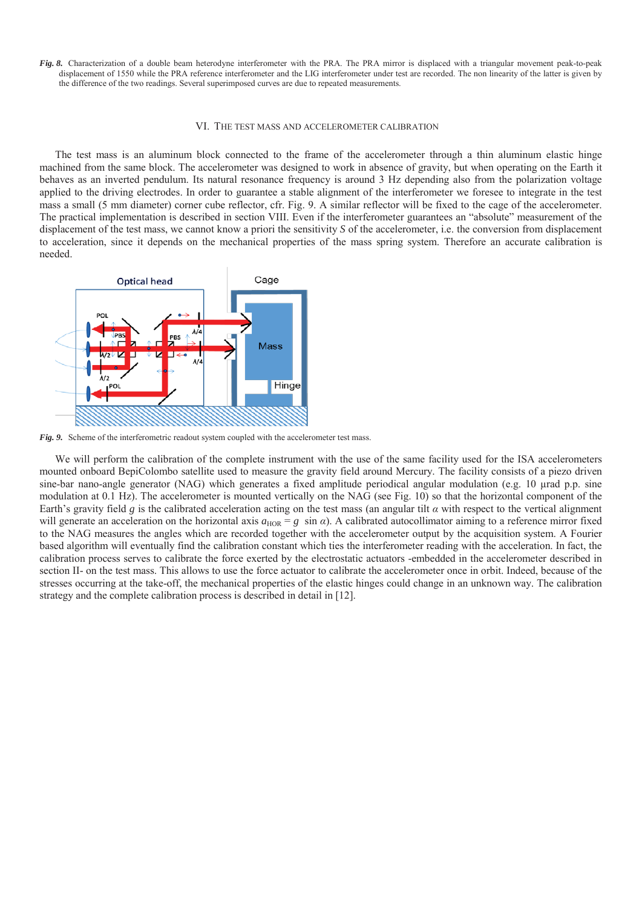***Fig. 8.*** Characterization of a double beam heterodyne interferometer with the PRA. The PRA mirror is displaced with a triangular movement peak-to-peak displacement of 1550 while the PRA reference interferometer and the LIG interferometer under test are recorded. The non linearity of the latter is given by the difference of the two readings. Several superimposed curves are due to repeated measurements.

## VI. The Test Mass and Accelerometer Calibration

The test mass is an aluminum block connected to the frame of the accelerometer through a thin aluminum elastic hinge machined from the same block. The accelerometer was designed to work in absence of gravity, but when operating on the Earth it behaves as an inverted pendulum. Its natural resonance frequency is around 3 Hz depending also from the polarization voltage applied to the driving electrodes. In order to guarantee a stable alignment of the interferometer we foresee to integrate in the test mass a small (5 mm diameter) corner cube reflector, cfr. Fig. 9. A similar reflector will be fixed to the cage of the accelerometer. The practical implementation is described in section VIII. Even if the interferometer guarantees an "absolute" measurement of the displacement of the test mass, we cannot know a priori the sensitivity *S* of the accelerometer, i.e. the conversion from displacement to acceleration, since it depends on the mechanical properties of the mass spring system. Therefore an accurate calibration is needed.

***Fig. 9.*** Scheme of the interferometric readout system coupled with the accelerometer test mass.

We will perform the calibration of the complete instrument with the use of the same facility used for the ISA accelerometers mounted onboard BepiColombo satellite used to measure the gravity field around Mercury. The facility consists of a piezo driven sine-bar nano-angle generator (NAG) which generates a fixed amplitude periodical angular modulation (e.g. 10 μrad p.p. sine modulation at 0.1 Hz). The accelerometer is mounted vertically on the NAG (see Fig. 10) so that the horizontal component of the Earth's gravity field $g$ is the calibrated acceleration acting on the test mass (an angular tilt $\alpha$ with respect to the vertical alignment will generate an acceleration on the horizontal axis $a_{HOR} = g \sin \alpha$). A calibrated autocollimator aiming to a reference mirror fixed to the NAG measures the angles which are recorded together with the accelerometer output by the acquisition system. A Fourier based algorithm will eventually find the calibration constant which ties the interferometer reading with the acceleration. In fact, the calibration process serves to calibrate the force exerted by the electrostatic actuators -embedded in the accelerometer described in section II- on the test mass. This allows to use the force actuator to calibrate the accelerometer once in orbit. Indeed, because of the stresses occurring at the take-off, the mechanical properties of the elastic hinges could change in an unknown way. The calibration strategy and the complete calibration process is described in detail in [12].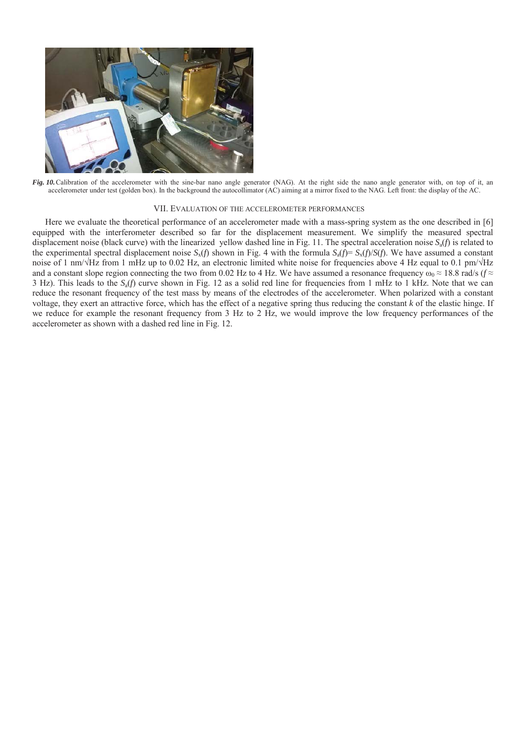*Fig. 10.* Calibration of the accelerometer with the sine-bar nano angle generator (NAG). At the right side the nano angle generator with, on top of it, an accelerometer under test (golden box). In the background the autocollimator (AC) aiming at a mirror fixed to the NAG. Left front: the display of the AC.

## VII. Evaluation of the accelerometer performances

Here we evaluate the theoretical performance of an accelerometer made with a mass-spring system as the one described in [6] equipped with the interferometer described so far for the displacement measurement. We simplify the measured spectral displacement noise (black curve) with the linearized yellow dashed line in Fig. 11. The spectral acceleration noise $S_a(f)$ is related to the experimental spectral displacement noise $S_x(f)$ shown in Fig. 4 with the formula $S_a(f) = S_x(f)/S(f)$. We have assumed a constant noise of 1 nm/√Hz from 1 mHz up to 0.02 Hz, an electronic limited white noise for frequencies above 4 Hz equal to 0.1 pm/√Hz and a constant slope region connecting the two from 0.02 Hz to 4 Hz. We have assumed a resonance frequency $\omega_0 \approx 18.8$ rad/s ($f \approx 3$ Hz). This leads to the $S_a(f)$ curve shown in Fig. 12 as a solid red line for frequencies from 1 mHz to 1 kHz. Note that we can reduce the resonant frequency of the test mass by means of the electrodes of the accelerometer. When polarized with a constant voltage, they exert an attractive force, which has the effect of a negative spring thus reducing the constant $k$ of the elastic hinge. If we reduce for example the resonant frequency from 3 Hz to 2 Hz, we would improve the low frequency performances of the accelerometer as shown with a dashed red line in Fig. 12.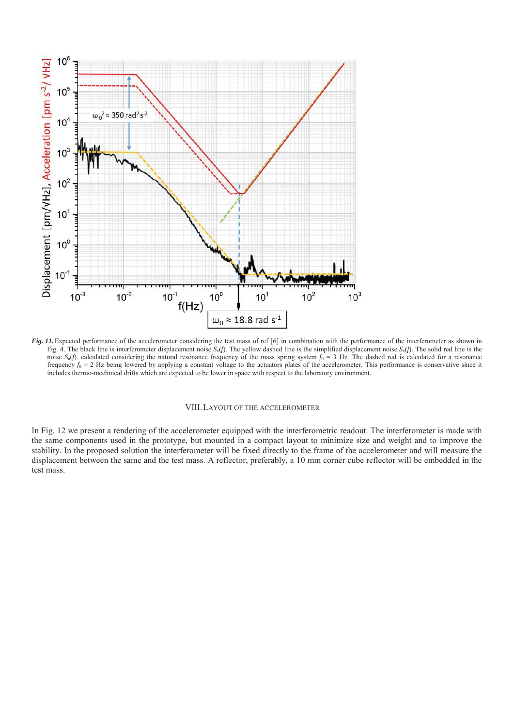*Fig. 11.* Expected performance of the accelerometer considering the test mass of ref [6] in combination with the performance of the interferometer as shown in Fig. 4. The black line is interferometer displacement noise $S_x(f)$. The yellow dashed line is the simplified displacement noise $S_x(f)$. The solid red line is the noise $S_a(f)$. calculated considering the natural resonance frequency of the mass spring system $f_0$ = 3 Hz. The dashed red is calculated for a resonance frequency $f_0$ = 2 Hz being lowered by applying a constant voltage to the actuators plates of the accelerometer. This performance is conservative since it includes thermo-mechnical drifts which are expected to be lower in space with respect to the laboratory environment.

## VIII. LAYOUT OF THE ACCELEROMETER

In Fig. 12 we present a rendering of the accelerometer equipped with the interferometric readout. The interferometer is made with the same components used in the prototype, but mounted in a compact layout to minimize size and weight and to improve the stability. In the proposed solution the interferometer will be fixed directly to the frame of the accelerometer and will measure the displacement between the same and the test mass. A reflector, preferably, a 10 mm corner cube reflector will be embedded in the test mass.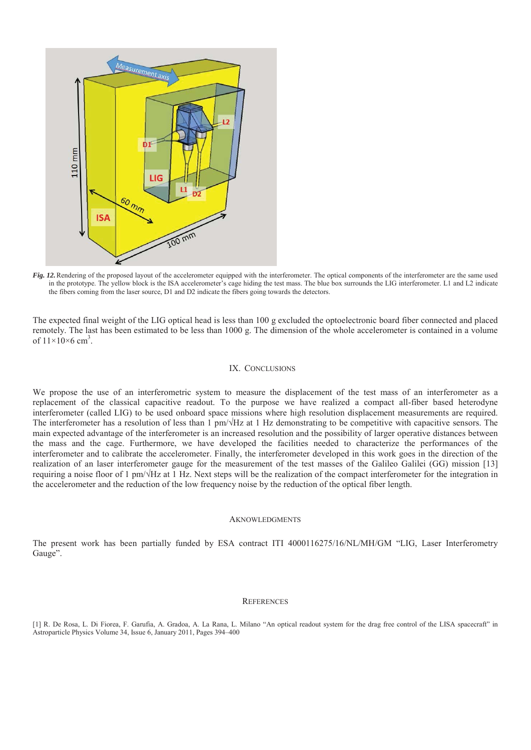*Fig. 12.* Rendering of the proposed layout of the accelerometer equipped with the interferometer. The optical components of the interferometer are the same used in the prototype. The yellow block is the ISA accelerometer's cage hiding the test mass. The blue box surrounds the LIG interferometer. L1 and L2 indicate the fibers coming from the laser source, D1 and D2 indicate the fibers going towards the detectors.

The expected final weight of the LIG optical head is less than 100 g excluded the optoelectronic board fiber connected and placed remotely. The last has been estimated to be less than 1000 g. The dimension of the whole accelerometer is contained in a volume of $11 \times 10 \times 6$ cm$^3$.

## IX. Conclusions

We propose the use of an interferometric system to measure the displacement of the test mass of an interferometer as a replacement of the classical capacitive readout. To the purpose we have realized a compact all-fiber based heterodyne interferometer (called LIG) to be used onboard space missions where high resolution displacement measurements are required. The interferometer has a resolution of less than 1 pm/√Hz at 1 Hz demonstrating to be competitive with capacitive sensors. The main expected advantage of the interferometer is an increased resolution and the possibility of larger operative distances between the mass and the cage. Furthermore, we have developed the facilities needed to characterize the performances of the interferometer and to calibrate the accelerometer. Finally, the interferometer developed in this work goes in the direction of the realization of an laser interferometer gauge for the measurement of the test masses of the Galileo Galilei (GG) mission [13] requiring a noise floor of 1 pm/√Hz at 1 Hz. Next steps will be the realization of the compact interferometer for the integration in the accelerometer and the reduction of the low frequency noise by the reduction of the optical fiber length.

## Aknowledgments

The present work has been partially funded by ESA contract ITI 4000116275/16/NL/MH/GM "LIG, Laser Interferometry Gauge".

## References

[1] R. De Rosa, L. Di Fiorea, F. Garufia, A. Gradoa, A. La Rana, L. Milano "An optical readout system for the drag free control of the LISA spacecraft" in Astroparticle Physics Volume 34, Issue 6, January 2011, Pages 394–400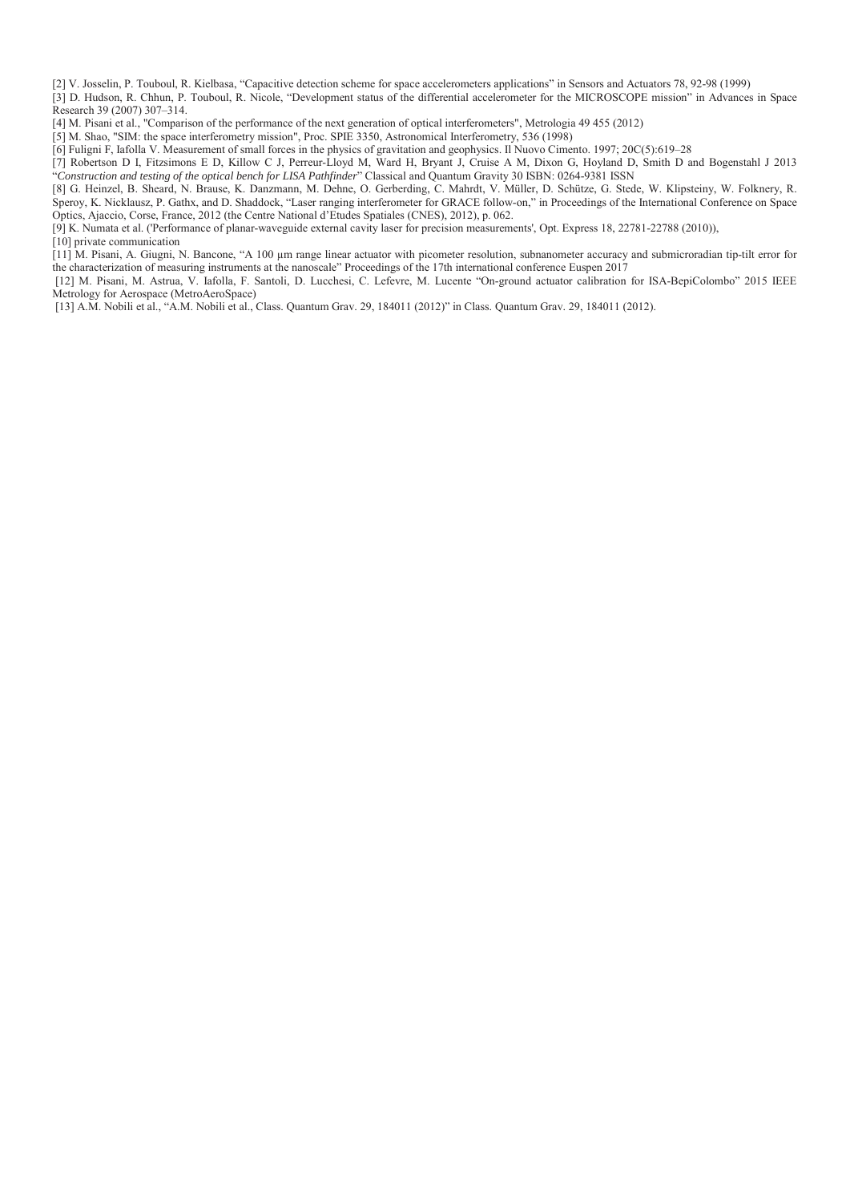[2] V. Josselin, P. Touboul, R. Kielbasa, "Capacitive detection scheme for space accelerometers applications" in Sensors and Actuators 78, 92-98 (1999)

[3] D. Hudson, R. Chhun, P. Touboul, R. Nicole, "Development status of the differential accelerometer for the MICROSCOPE mission" in Advances in Space Research 39 (2007) 307–314.

[4] M. Pisani et al., "Comparison of the performance of the next generation of optical interferometers", Metrologia 49 455 (2012)

[5] M. Shao, "SIM: the space interferometry mission", Proc. SPIE 3350, Astronomical Interferometry, 536 (1998)

[6] Fuligni F, Iafolla V. Measurement of small forces in the physics of gravitation and geophysics. Il Nuovo Cimento. 1997; 20C(5):619–28

[7] Robertson D I, Fitzsimons E D, Killow C J, Perreur-Lloyd M, Ward H, Bryant J, Cruise A M, Dixon G, Hoyland D, Smith D and Bogenstahl J 2013 "*Construction and testing of the optical bench for LISA Pathfinder*" Classical and Quantum Gravity 30 ISBN: 0264-9381 ISSN

[8] G. Heinzel, B. Sheard, N. Brause, K. Danzmann, M. Dehne, O. Gerberding, C. Mahrdt, V. Müller, D. Schütze, G. Stede, W. Klipsteiny, W. Folknery, R. Speroy, K. Nicklausz, P. Gathx, and D. Shaddock, "Laser ranging interferometer for GRACE follow-on," in Proceedings of the International Conference on Space Optics, Ajaccio, Corse, France, 2012 (the Centre National d'Etudes Spatiales (CNES), 2012), p. 062.

[9] K. Numata et al. ('Performance of planar-waveguide external cavity laser for precision measurements', Opt. Express 18, 22781-22788 (2010)),

[10] private communication

[11] M. Pisani, A. Giugni, N. Bancone, "A 100 μm range linear actuator with picometer resolution, subnanometer accuracy and submicroradian tip-tilt error for the characterization of measuring instruments at the nanoscale" Proceedings of the 17th international conference Euspen 2017

[12] M. Pisani, M. Astrua, V. Iafolla, F. Santoli, D. Lucchesi, C. Lefevre, M. Lucente "On-ground actuator calibration for ISA-BepiColombo" 2015 IEEE Metrology for Aerospace (MetroAeroSpace)

[13] A.M. Nobili et al., "A.M. Nobili et al., Class. Quantum Grav. 29, 184011 (2012)" in Class. Quantum Grav. 29, 184011 (2012).